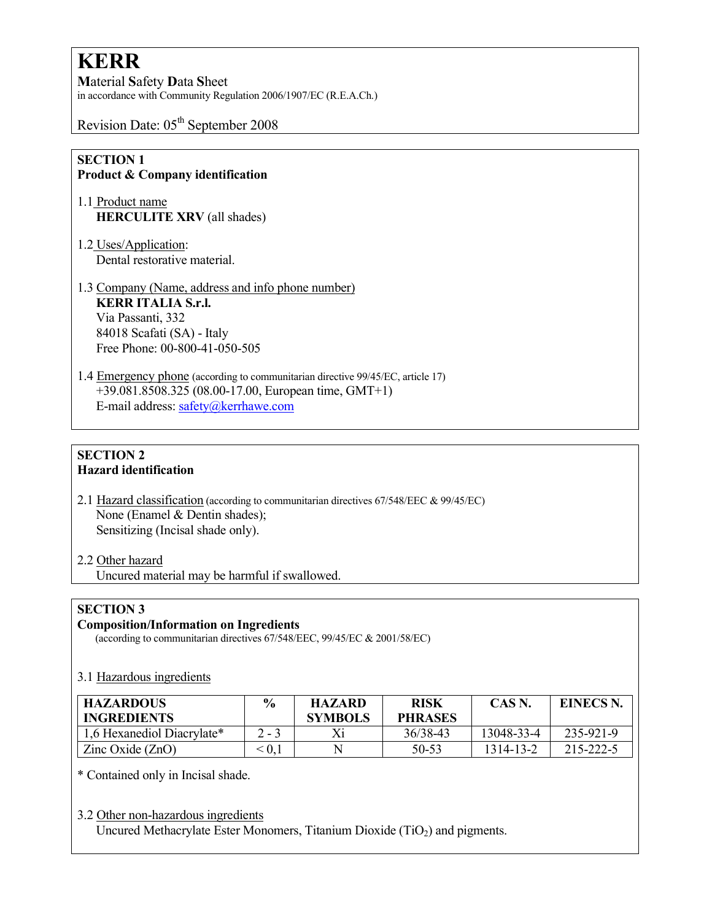# KERR

**M**aterial **S**afety **D**ata **S**heet
in accordance with Community Regulation 2006/1907/EC (R.E.A.Ch.)

Revision Date: 05th September 2008

## SECTION 1
### Product & Company identification

1.1 Product name
**HERCULITE XRV** (all shades)

1.2 Uses/Application:
Dental restorative material.

1.3 Company (Name, address and info phone number)
**KERR ITALIA S.r.l.**
Via Passanti, 332
84018 Scafati (SA) - Italy
Free Phone: 00-800-41-050-505

1.4 Emergency phone (according to communitarian directive 99/45/EC, article 17)
+39.081.8508.325 (08.00-17.00, European time, GMT+1)
E-mail address: safety@kerrhawe.com

## SECTION 2
### Hazard identification

2.1 Hazard classification (according to communitarian directives 67/548/EEC & 99/45/EC)
None (Enamel & Dentin shades);
Sensitizing (Incisal shade only).

2.2 Other hazard
Uncured material may be harmful if swallowed.

## SECTION 3
### Composition/Information on Ingredients
(according to communitarian directives 67/548/EEC, 99/45/EC & 2001/58/EC)

3.1 Hazardous ingredients

| HAZARDOUS INGREDIENTS | % | HAZARD SYMBOLS | RISK PHRASES | CAS N. | EINECS N. |
|---|---|---|---|---|---|
| 1,6 Hexanediol Diacrylate* | 2 - 3 | Xi | 36/38-43 | 13048-33-4 | 235-921-9 |
| Zinc Oxide (ZnO) | < 0,1 | N | 50-53 | 1314-13-2 | 215-222-5 |

* Contained only in Incisal shade.

3.2 Other non-hazardous ingredients
Uncured Methacrylate Ester Monomers, Titanium Dioxide ($TiO_2$) and pigments.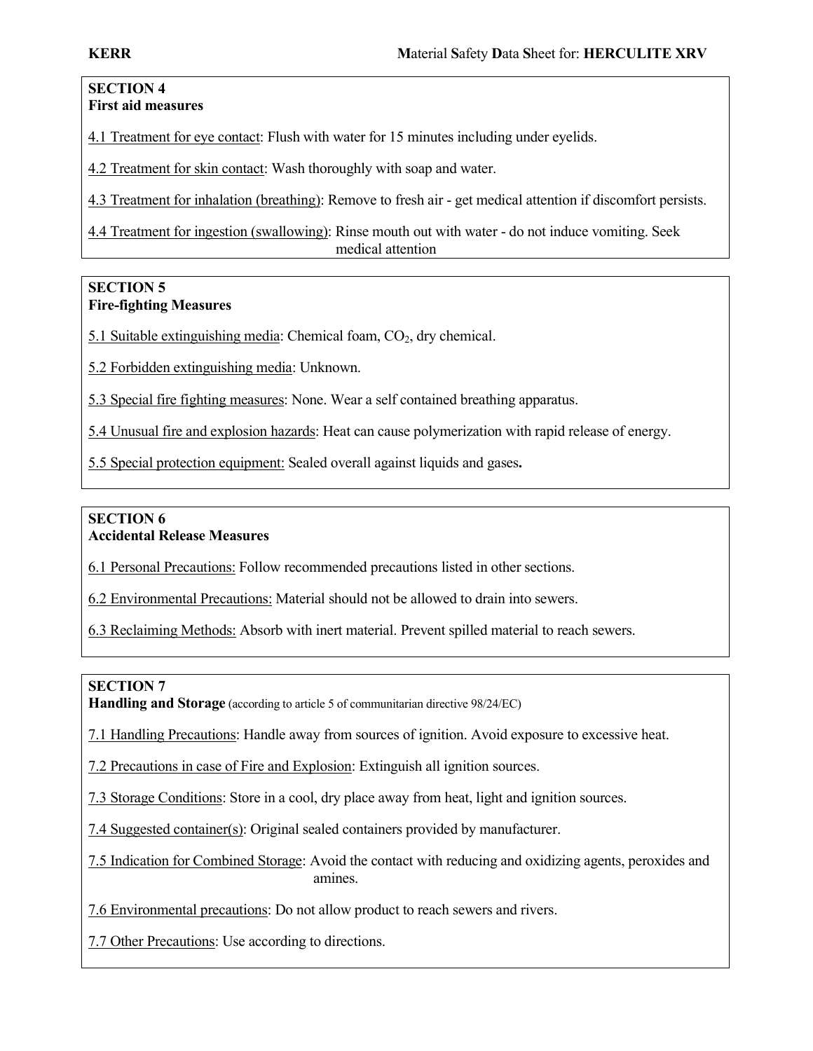## SECTION 4
### First aid measures

4.1 Treatment for eye contact: Flush with water for 15 minutes including under eyelids.

4.2 Treatment for skin contact: Wash thoroughly with soap and water.

4.3 Treatment for inhalation (breathing): Remove to fresh air - get medical attention if discomfort persists.

4.4 Treatment for ingestion (swallowing): Rinse mouth out with water - do not induce vomiting. Seek medical attention

## SECTION 5
### Fire-fighting Measures

5.1 Suitable extinguishing media: Chemical foam, $CO_2$, dry chemical.

5.2 Forbidden extinguishing media: Unknown.

5.3 Special fire fighting measures: None. Wear a self contained breathing apparatus.

5.4 Unusual fire and explosion hazards: Heat can cause polymerization with rapid release of energy.

5.5 Special protection equipment: Sealed overall against liquids and gases**.**

## SECTION 6
### Accidental Release Measures

6.1 Personal Precautions: Follow recommended precautions listed in other sections.

6.2 Environmental Precautions: Material should not be allowed to drain into sewers.

6.3 Reclaiming Methods: Absorb with inert material. Prevent spilled material to reach sewers.

## SECTION 7
### Handling and Storage (according to article 5 of communitarian directive 98/24/EC)

7.1 Handling Precautions: Handle away from sources of ignition. Avoid exposure to excessive heat.

7.2 Precautions in case of Fire and Explosion: Extinguish all ignition sources.

7.3 Storage Conditions: Store in a cool, dry place away from heat, light and ignition sources.

7.4 Suggested container(s): Original sealed containers provided by manufacturer.

7.5 Indication for Combined Storage: Avoid the contact with reducing and oxidizing agents, peroxides and amines.

7.6 Environmental precautions: Do not allow product to reach sewers and rivers.

7.7 Other Precautions: Use according to directions.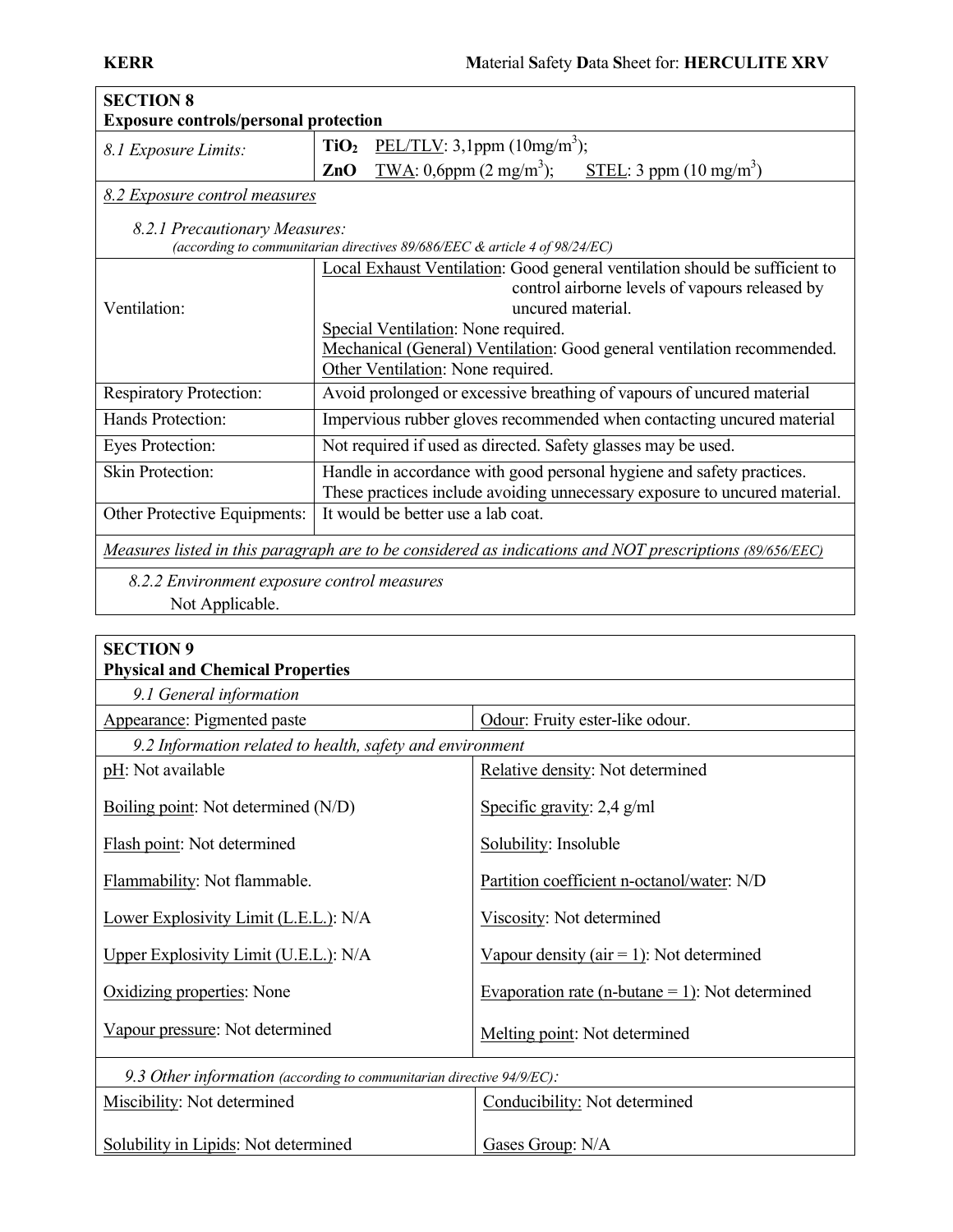## SECTION 8
### Exposure controls/personal protection

| *8.1 Exposure Limits:* | |
|---|---|
| | **$TiO_2$** PEL/TLV: 3,1ppm (10mg/m$^3$); |
| | **ZnO** TWA: 0,6ppm (2 mg/m$^3$); STEL: 3 ppm (10 mg/m$^3$) |

*8.2 Exposure control measures*

*8.2.1 Precautionary Measures:*
*(according to communitarian directives 89/686/EEC & article 4 of 98/24/EC)*

| | |
|---|---|
| Ventilation: | Local Exhaust Ventilation: Good general ventilation should be sufficient to control airborne levels of vapours released by uncured material. <br> Special Ventilation: None required. <br> Mechanical (General) Ventilation: Good general ventilation recommended. <br> Other Ventilation: None required. |
| Respiratory Protection: | Avoid prolonged or excessive breathing of vapours of uncured material |
| Hands Protection: | Impervious rubber gloves recommended when contacting uncured material |
| Eyes Protection: | Not required if used as directed. Safety glasses may be used. |
| Skin Protection: | Handle in accordance with good personal hygiene and safety practices. These practices include avoiding unnecessary exposure to uncured material. |
| Other Protective Equipments: | It would be better use a lab coat. |

*Measures listed in this paragraph are to be considered as indications and NOT prescriptions (89/656/EEC)*

*8.2.2 Environment exposure control measures*

Not Applicable.

## SECTION 9
### Physical and Chemical Properties

*9.1 General information*

| | |
|---|---|
| Appearance: Pigmented paste | Odour: Fruity ester-like odour. |

*9.2 Information related to health, safety and environment*

| | |
|---|---|
| pH: Not available | Relative density: Not determined |
| Boiling point: Not determined (N/D) | Specific gravity: 2,4 g/ml |
| Flash point: Not determined | Solubility: Insoluble |
| Flammability: Not flammable. | Partition coefficient n-octanol/water: N/D |
| Lower Explosivity Limit (L.E.L.): N/A | Viscosity: Not determined |
| Upper Explosivity Limit (U.E.L.): N/A | Vapour density (air = 1): Not determined |
| Oxidizing properties: None | Evaporation rate (n-butane = 1): Not determined |
| Vapour pressure: Not determined | Melting point: Not determined |

*9.3 Other information (according to communitarian directive 94/9/EC):*

| | |
|---|---|
| Miscibility: Not determined | Conducibility: Not determined |
| Solubility in Lipids: Not determined | Gases Group: N/A |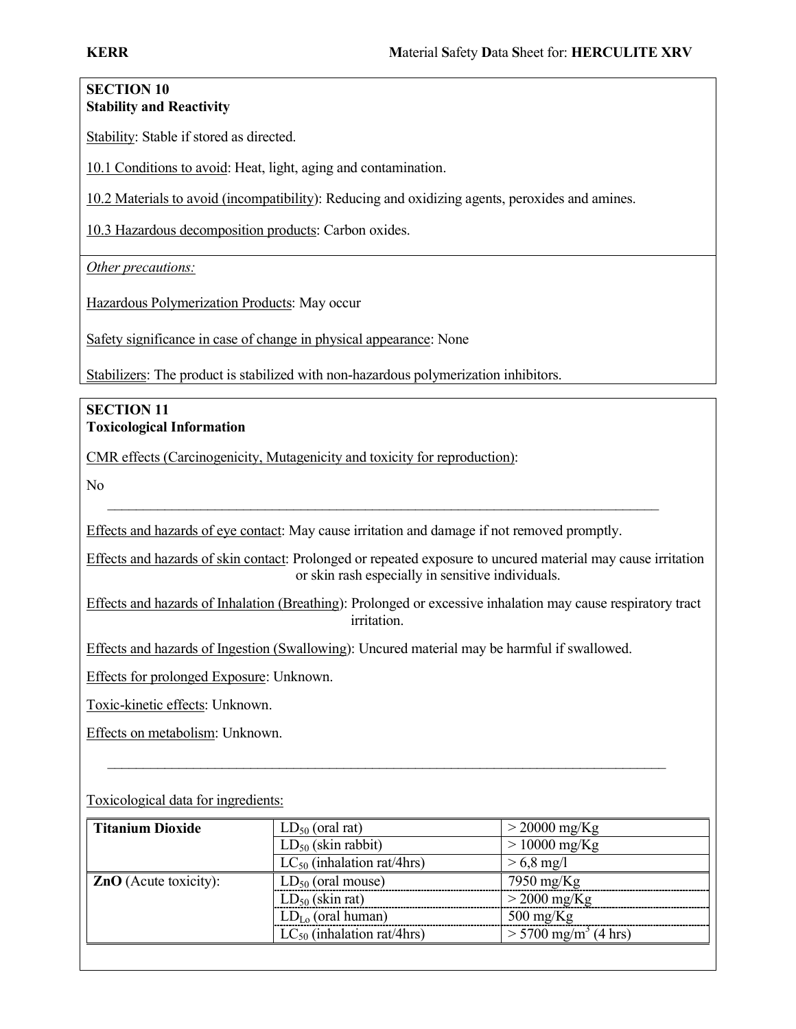## SECTION 10
## Stability and Reactivity

Stability: Stable if stored as directed.

10.1 Conditions to avoid: Heat, light, aging and contamination.

10.2 Materials to avoid (incompatibility): Reducing and oxidizing agents, peroxides and amines.

10.3 Hazardous decomposition products: Carbon oxides.

*Other precautions:*

Hazardous Polymerization Products: May occur

Safety significance in case of change in physical appearance: None

Stabilizers: The product is stabilized with non-hazardous polymerization inhibitors.

## SECTION 11
## Toxicological Information

CMR effects (Carcinogenicity, Mutagenicity and toxicity for reproduction):

No

---

Effects and hazards of eye contact: May cause irritation and damage if not removed promptly.

Effects and hazards of skin contact: Prolonged or repeated exposure to uncured material may cause irritation or skin rash especially in sensitive individuals.

Effects and hazards of Inhalation (Breathing): Prolonged or excessive inhalation may cause respiratory tract irritation.

Effects and hazards of Ingestion (Swallowing): Uncured material may be harmful if swallowed.

Effects for prolonged Exposure: Unknown.

Toxic-kinetic effects: Unknown.

Effects on metabolism: Unknown.

---

Toxicological data for ingredients:

| | | |
|---|---|---|
| **Titanium Dioxide** | $LD_{50}$ (oral rat) | > 20000 mg/Kg |
| | $LD_{50}$ (skin rabbit) | > 10000 mg/Kg |
| | $LC_{50}$ (inhalation rat/4hrs) | > 6,8 mg/l |
| **ZnO** (Acute toxicity): | $LD_{50}$ (oral mouse) | 7950 mg/Kg |
| | $LD_{50}$ (skin rat) | > 2000 mg/Kg |
| | $LD_{Lo}$ (oral human) | 500 mg/Kg |
| | $LC_{50}$ (inhalation rat/4hrs) | > 5700 mg/m$^3$ (4 hrs) |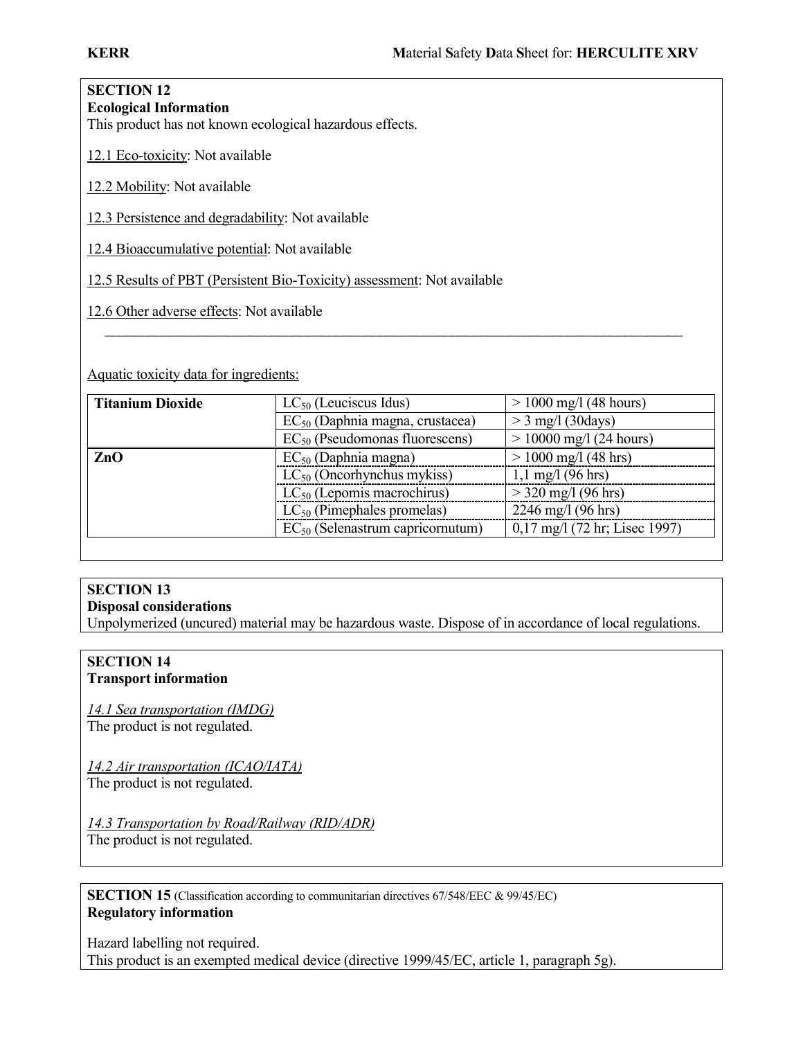## SECTION 12
**Ecological Information**
This product has not known ecological hazardous effects.

12.1 Eco-toxicity: Not available

12.2 Mobility: Not available

12.3 Persistence and degradability: Not available

12.4 Bioaccumulative potential: Not available

12.5 Results of PBT (Persistent Bio-Toxicity) assessment: Not available

12.6 Other adverse effects: Not available

---

Aquatic toxicity data for ingredients:

| | | |
|---|---|---|
| **Titanium Dioxide** | $LC_{50}$ (Leuciscus Idus) | > 1000 mg/l (48 hours) |
| | $EC_{50}$ (Daphnia magna, crustacea) | > 3 mg/l (30days) |
| | $EC_{50}$ (Pseudomonas fluorescens) | > 10000 mg/l (24 hours) |
| **ZnO** | $EC_{50}$ (Daphnia magna) | > 1000 mg/l (48 hrs) |
| | $LC_{50}$ (Oncorhynchus mykiss) | 1,1 mg/l (96 hrs) |
| | $LC_{50}$ (Lepomis macrochirus) | > 320 mg/l (96 hrs) |
| | $LC_{50}$ (Pimephales promelas) | 2246 mg/l (96 hrs) |
| | $EC_{50}$ (Selenastrum capricornutum) | 0,17 mg/l (72 hr; Lisec 1997) |

## SECTION 13
**Disposal considerations**
Unpolymerized (uncured) material may be hazardous waste. Dispose of in accordance of local regulations.

## SECTION 14
**Transport information**

*14.1 Sea transportation (IMDG)*
The product is not regulated.

*14.2 Air transportation (ICAO/IATA)*
The product is not regulated.

*14.3 Transportation by Road/Railway (RID/ADR)*
The product is not regulated.

## SECTION 15 (Classification according to communitarian directives 67/548/EEC & 99/45/EC)
**Regulatory information**

Hazard labelling not required.
This product is an exempted medical device (directive 1999/45/EC, article 1, paragraph 5g).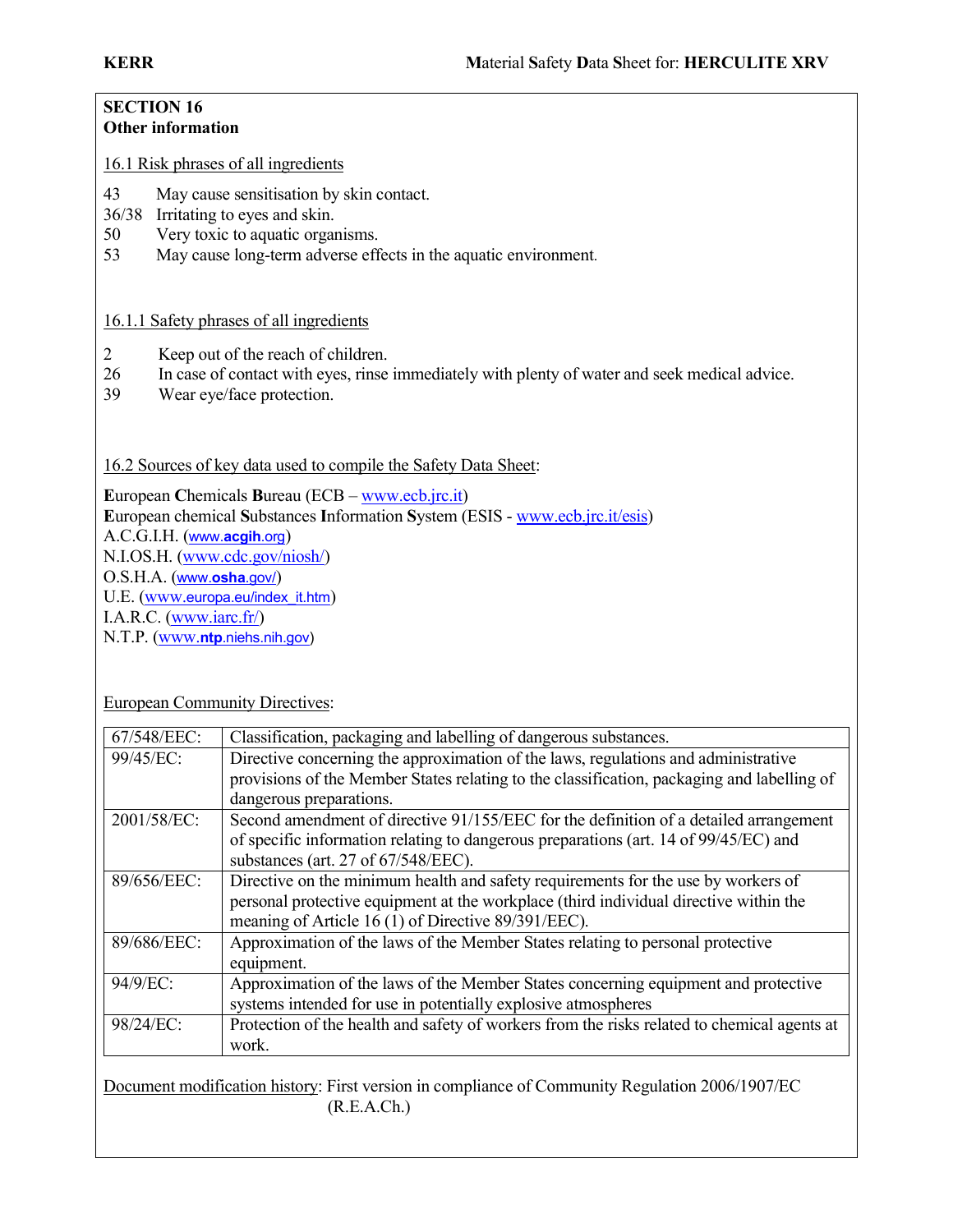## SECTION 16
## Other information

16.1 Risk phrases of all ingredients

43 May cause sensitisation by skin contact.
36/38 Irritating to eyes and skin.
50 Very toxic to aquatic organisms.
53 May cause long-term adverse effects in the aquatic environment.

16.1.1 Safety phrases of all ingredients

2 Keep out of the reach of children.
26 In case of contact with eyes, rinse immediately with plenty of water and seek medical advice.
39 Wear eye/face protection.

16.2 Sources of key data used to compile the Safety Data Sheet:

**E**uropean **C**hemicals **B**ureau (ECB – www.ecb.jrc.it)
**E**uropean chemical **S**ubstances **I**nformation **S**ystem (ESIS - www.ecb.jrc.it/esis)
A.C.G.I.H. (www.acgih.org)
N.I.OS.H. (www.cdc.gov/niosh/)
O.S.H.A. (www.osha.gov/)
U.E. (www.europa.eu/index_it.htm)
I.A.R.C. (www.iarc.fr/)
N.T.P. (www.ntp.niehs.nih.gov)

European Community Directives:

| | |
|---|---|
| 67/548/EEC: | Classification, packaging and labelling of dangerous substances. |
| 99/45/EC: | Directive concerning the approximation of the laws, regulations and administrative provisions of the Member States relating to the classification, packaging and labelling of dangerous preparations. |
| 2001/58/EC: | Second amendment of directive 91/155/EEC for the definition of a detailed arrangement of specific information relating to dangerous preparations (art. 14 of 99/45/EC) and substances (art. 27 of 67/548/EEC). |
| 89/656/EEC: | Directive on the minimum health and safety requirements for the use by workers of personal protective equipment at the workplace (third individual directive within the meaning of Article 16 (1) of Directive 89/391/EEC). |
| 89/686/EEC: | Approximation of the laws of the Member States relating to personal protective equipment. |
| 94/9/EC: | Approximation of the laws of the Member States concerning equipment and protective systems intended for use in potentially explosive atmospheres |
| 98/24/EC: | Protection of the health and safety of workers from the risks related to chemical agents at work. |

Document modification history: First version in compliance of Community Regulation 2006/1907/EC (R.E.A.Ch.)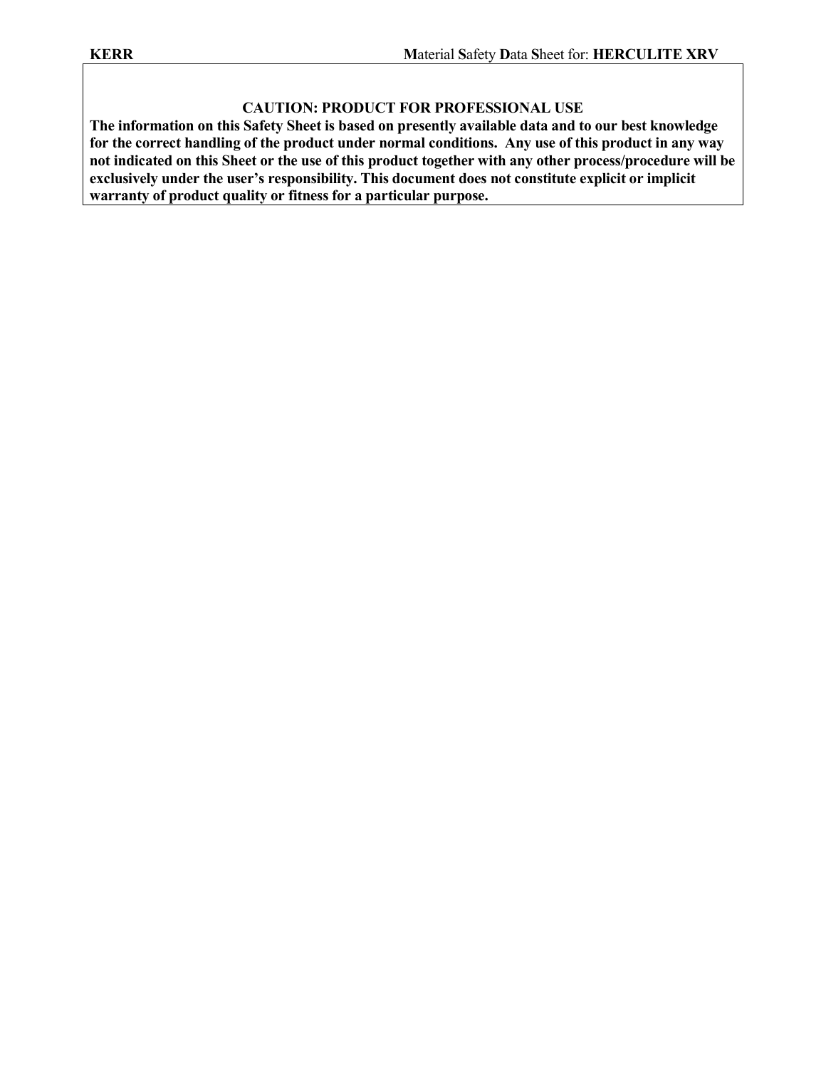**CAUTION: PRODUCT FOR PROFESSIONAL USE**

**The information on this Safety Sheet is based on presently available data and to our best knowledge for the correct handling of the product under normal conditions. Any use of this product in any way not indicated on this Sheet or the use of this product together with any other process/procedure will be exclusively under the user's responsibility. This document does not constitute explicit or implicit warranty of product quality or fitness for a particular purpose.**